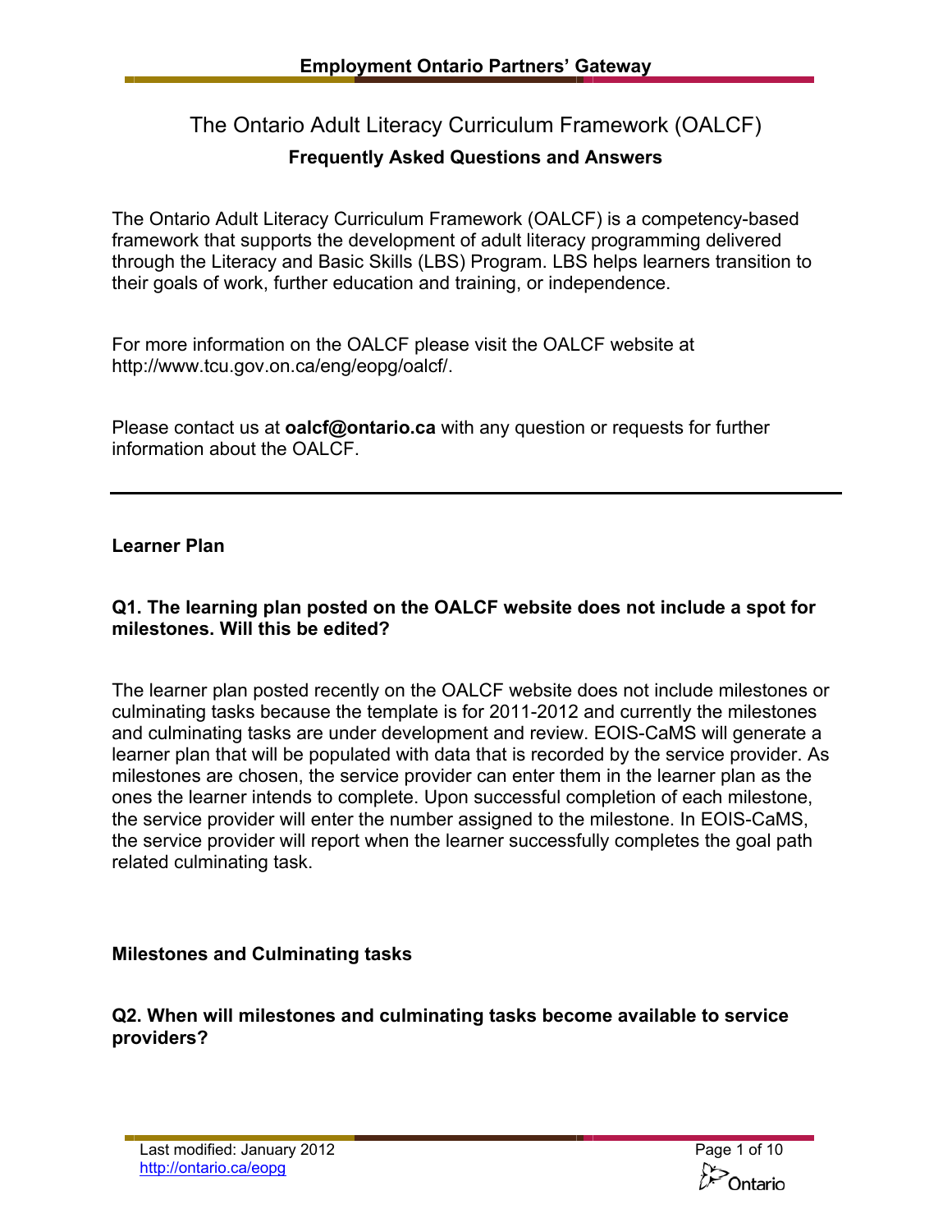# The Ontario Adult Literacy Curriculum Framework (OALCF)

## Frequently Asked Questions and Answers

The Ontario Adult Literacy Curriculum Framework (OALCF) is a competency-based framework that supports the development of adult literacy programming delivered through the Literacy and Basic Skills (LBS) Program. LBS helps learners transition to their goals of work, further education and training, or independence.

For more information on the OALCF please visit the OALCF website at http://www.tcu.gov.on.ca/eng/eopg/oalcf/.

Please contact us at **oalcf@ontario.ca** with any question or requests for further information about the OALCF.

---

### Learner Plan

**Q1. The learning plan posted on the OALCF website does not include a spot for milestones. Will this be edited?**

The learner plan posted recently on the OALCF website does not include milestones or culminating tasks because the template is for 2011-2012 and currently the milestones and culminating tasks are under development and review. EOIS-CaMS will generate a learner plan that will be populated with data that is recorded by the service provider. As milestones are chosen, the service provider can enter them in the learner plan as the ones the learner intends to complete. Upon successful completion of each milestone, the service provider will enter the number assigned to the milestone. In EOIS-CaMS, the service provider will report when the learner successfully completes the goal path related culminating task.

### Milestones and Culminating tasks

**Q2. When will milestones and culminating tasks become available to service providers?**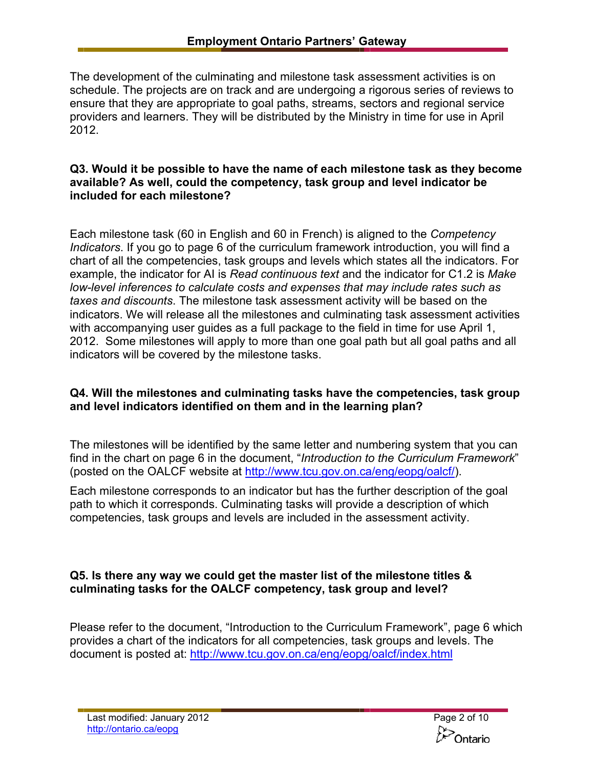The development of the culminating and milestone task assessment activities is on schedule. The projects are on track and are undergoing a rigorous series of reviews to ensure that they are appropriate to goal paths, streams, sectors and regional service providers and learners. They will be distributed by the Ministry in time for use in April 2012.

**Q3. Would it be possible to have the name of each milestone task as they become available? As well, could the competency, task group and level indicator be included for each milestone?**

Each milestone task (60 in English and 60 in French) is aligned to the *Competency Indicators*. If you go to page 6 of the curriculum framework introduction, you will find a chart of all the competencies, task groups and levels which states all the indicators. For example, the indicator for AI is *Read continuous text* and the indicator for C1.2 is *Make low-level inferences to calculate costs and expenses that may include rates such as taxes and discounts*. The milestone task assessment activity will be based on the indicators. We will release all the milestones and culminating task assessment activities with accompanying user guides as a full package to the field in time for use April 1, 2012. Some milestones will apply to more than one goal path but all goal paths and all indicators will be covered by the milestone tasks.

**Q4. Will the milestones and culminating tasks have the competencies, task group and level indicators identified on them and in the learning plan?**

The milestones will be identified by the same letter and numbering system that you can find in the chart on page 6 in the document, "*Introduction to the Curriculum Framework*" (posted on the OALCF website at http://www.tcu.gov.on.ca/eng/eopg/oalcf/).

Each milestone corresponds to an indicator but has the further description of the goal path to which it corresponds. Culminating tasks will provide a description of which competencies, task groups and levels are included in the assessment activity.

**Q5. Is there any way we could get the master list of the milestone titles & culminating tasks for the OALCF competency, task group and level?**

Please refer to the document, "Introduction to the Curriculum Framework", page 6 which provides a chart of the indicators for all competencies, task groups and levels. The document is posted at: http://www.tcu.gov.on.ca/eng/eopg/oalcf/index.html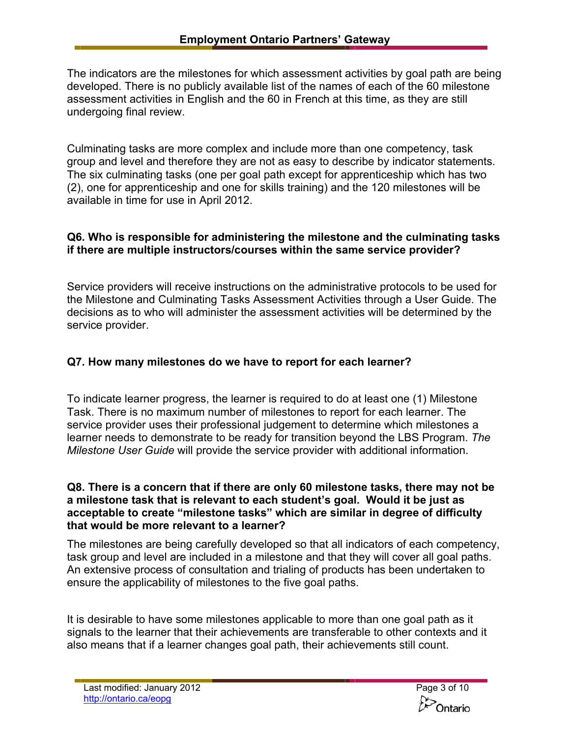The indicators are the milestones for which assessment activities by goal path are being developed. There is no publicly available list of the names of each of the 60 milestone assessment activities in English and the 60 in French at this time, as they are still undergoing final review.

Culminating tasks are more complex and include more than one competency, task group and level and therefore they are not as easy to describe by indicator statements. The six culminating tasks (one per goal path except for apprenticeship which has two (2), one for apprenticeship and one for skills training) and the 120 milestones will be available in time for use in April 2012.

**Q6. Who is responsible for administering the milestone and the culminating tasks if there are multiple instructors/courses within the same service provider?**

Service providers will receive instructions on the administrative protocols to be used for the Milestone and Culminating Tasks Assessment Activities through a User Guide. The decisions as to who will administer the assessment activities will be determined by the service provider.

**Q7. How many milestones do we have to report for each learner?**

To indicate learner progress, the learner is required to do at least one (1) Milestone Task. There is no maximum number of milestones to report for each learner. The service provider uses their professional judgement to determine which milestones a learner needs to demonstrate to be ready for transition beyond the LBS Program. *The Milestone User Guide* will provide the service provider with additional information.

**Q8. There is a concern that if there are only 60 milestone tasks, there may not be a milestone task that is relevant to each student's goal. Would it be just as acceptable to create "milestone tasks" which are similar in degree of difficulty that would be more relevant to a learner?**

The milestones are being carefully developed so that all indicators of each competency, task group and level are included in a milestone and that they will cover all goal paths. An extensive process of consultation and trialing of products has been undertaken to ensure the applicability of milestones to the five goal paths.

It is desirable to have some milestones applicable to more than one goal path as it signals to the learner that their achievements are transferable to other contexts and it also means that if a learner changes goal path, their achievements still count.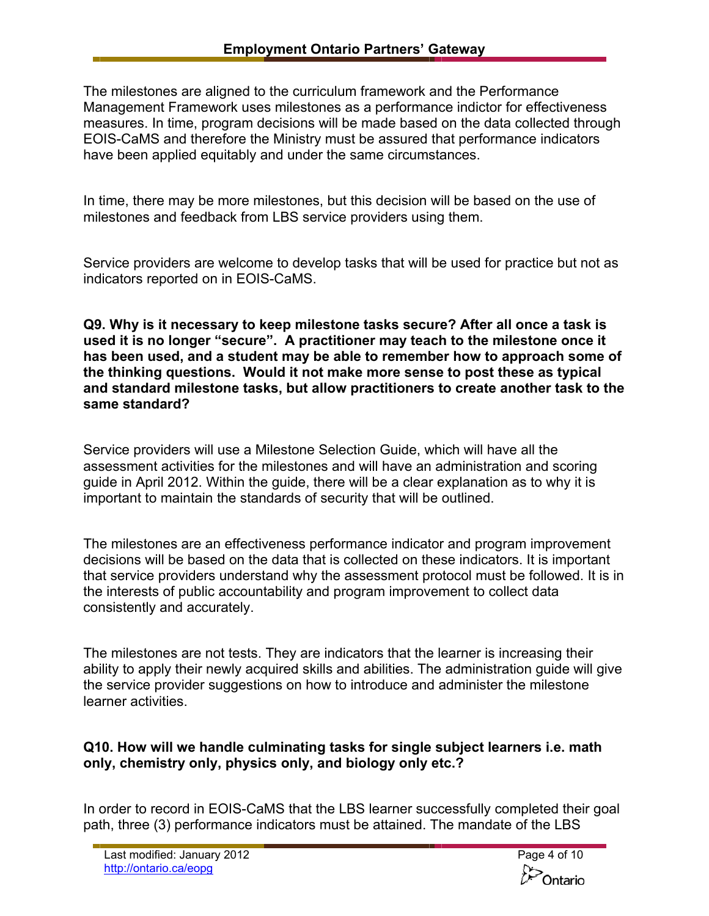The milestones are aligned to the curriculum framework and the Performance Management Framework uses milestones as a performance indictor for effectiveness measures. In time, program decisions will be made based on the data collected through EOIS-CaMS and therefore the Ministry must be assured that performance indicators have been applied equitably and under the same circumstances.

In time, there may be more milestones, but this decision will be based on the use of milestones and feedback from LBS service providers using them.

Service providers are welcome to develop tasks that will be used for practice but not as indicators reported on in EOIS-CaMS.

**Q9. Why is it necessary to keep milestone tasks secure? After all once a task is used it is no longer "secure". A practitioner may teach to the milestone once it has been used, and a student may be able to remember how to approach some of the thinking questions. Would it not make more sense to post these as typical and standard milestone tasks, but allow practitioners to create another task to the same standard?**

Service providers will use a Milestone Selection Guide, which will have all the assessment activities for the milestones and will have an administration and scoring guide in April 2012. Within the guide, there will be a clear explanation as to why it is important to maintain the standards of security that will be outlined.

The milestones are an effectiveness performance indicator and program improvement decisions will be based on the data that is collected on these indicators. It is important that service providers understand why the assessment protocol must be followed. It is in the interests of public accountability and program improvement to collect data consistently and accurately.

The milestones are not tests. They are indicators that the learner is increasing their ability to apply their newly acquired skills and abilities. The administration guide will give the service provider suggestions on how to introduce and administer the milestone learner activities.

**Q10. How will we handle culminating tasks for single subject learners i.e. math only, chemistry only, physics only, and biology only etc.?**

In order to record in EOIS-CaMS that the LBS learner successfully completed their goal path, three (3) performance indicators must be attained. The mandate of the LBS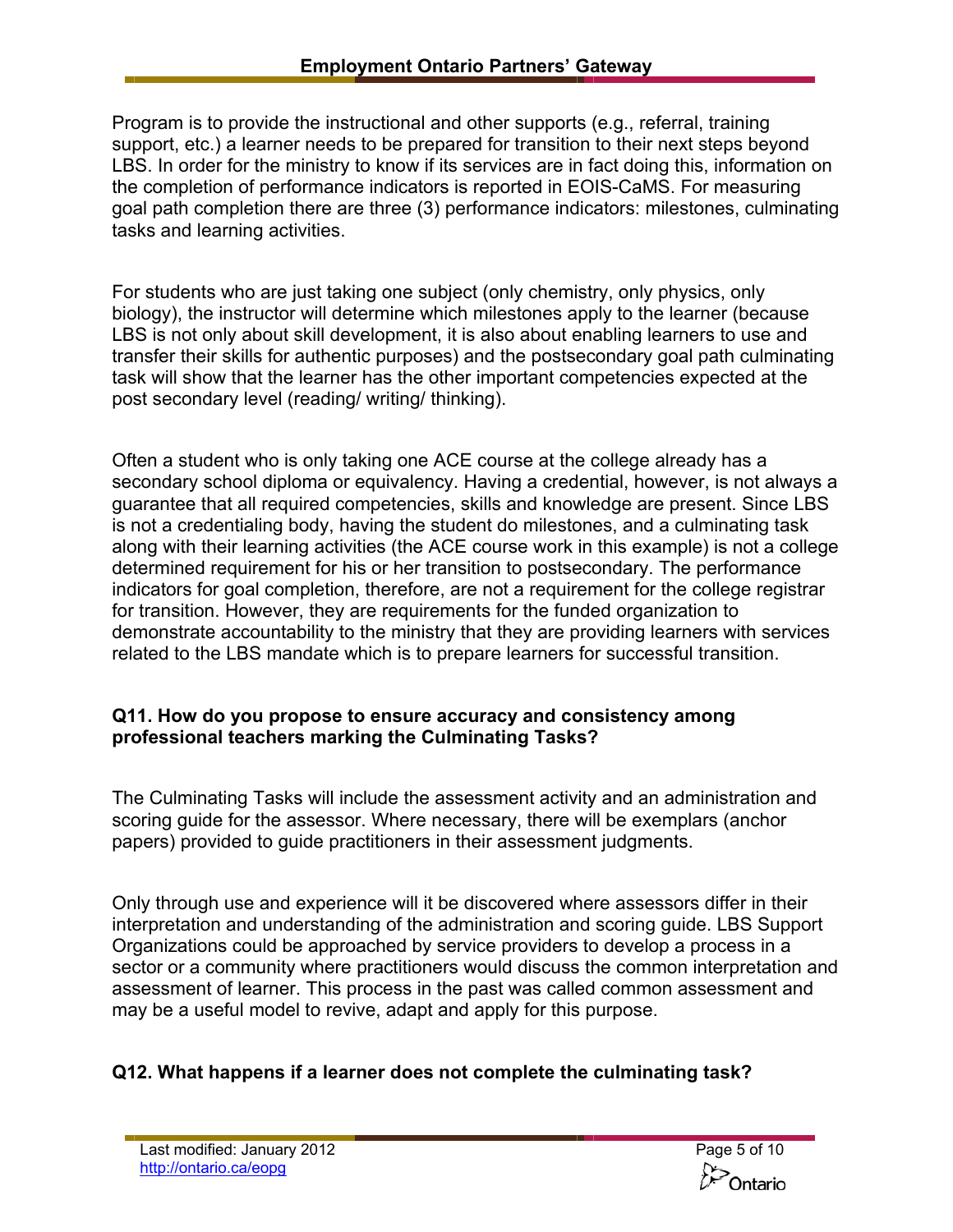Program is to provide the instructional and other supports (e.g., referral, training support, etc.) a learner needs to be prepared for transition to their next steps beyond LBS. In order for the ministry to know if its services are in fact doing this, information on the completion of performance indicators is reported in EOIS-CaMS. For measuring goal path completion there are three (3) performance indicators: milestones, culminating tasks and learning activities.

For students who are just taking one subject (only chemistry, only physics, only biology), the instructor will determine which milestones apply to the learner (because LBS is not only about skill development, it is also about enabling learners to use and transfer their skills for authentic purposes) and the postsecondary goal path culminating task will show that the learner has the other important competencies expected at the post secondary level (reading/ writing/ thinking).

Often a student who is only taking one ACE course at the college already has a secondary school diploma or equivalency. Having a credential, however, is not always a guarantee that all required competencies, skills and knowledge are present. Since LBS is not a credentialing body, having the student do milestones, and a culminating task along with their learning activities (the ACE course work in this example) is not a college determined requirement for his or her transition to postsecondary. The performance indicators for goal completion, therefore, are not a requirement for the college registrar for transition. However, they are requirements for the funded organization to demonstrate accountability to the ministry that they are providing learners with services related to the LBS mandate which is to prepare learners for successful transition.

**Q11. How do you propose to ensure accuracy and consistency among professional teachers marking the Culminating Tasks?**

The Culminating Tasks will include the assessment activity and an administration and scoring guide for the assessor. Where necessary, there will be exemplars (anchor papers) provided to guide practitioners in their assessment judgments.

Only through use and experience will it be discovered where assessors differ in their interpretation and understanding of the administration and scoring guide. LBS Support Organizations could be approached by service providers to develop a process in a sector or a community where practitioners would discuss the common interpretation and assessment of learner. This process in the past was called common assessment and may be a useful model to revive, adapt and apply for this purpose.

**Q12. What happens if a learner does not complete the culminating task?**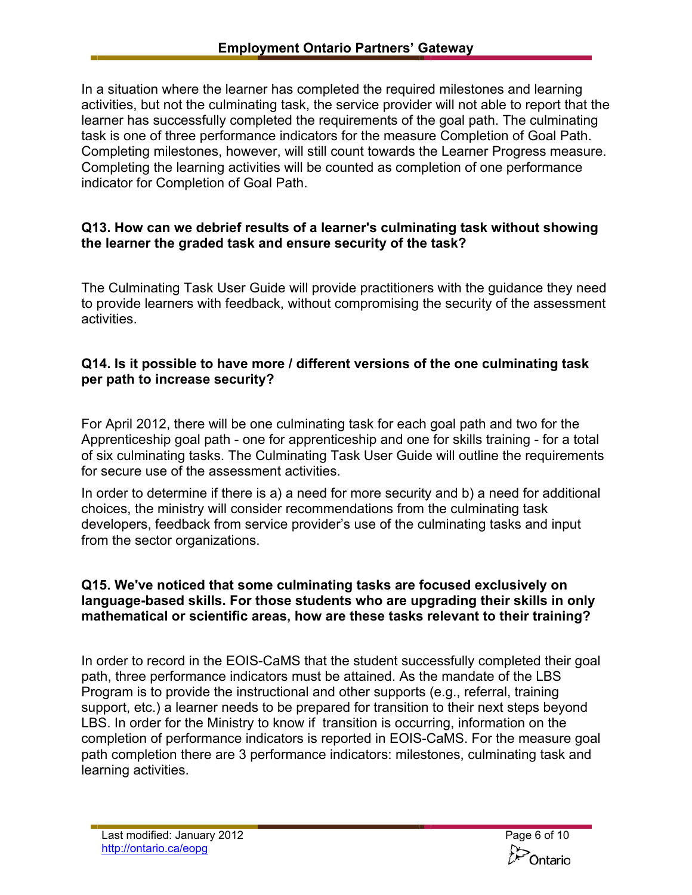In a situation where the learner has completed the required milestones and learning activities, but not the culminating task, the service provider will not able to report that the learner has successfully completed the requirements of the goal path. The culminating task is one of three performance indicators for the measure Completion of Goal Path. Completing milestones, however, will still count towards the Learner Progress measure. Completing the learning activities will be counted as completion of one performance indicator for Completion of Goal Path.

**Q13. How can we debrief results of a learner's culminating task without showing the learner the graded task and ensure security of the task?**

The Culminating Task User Guide will provide practitioners with the guidance they need to provide learners with feedback, without compromising the security of the assessment activities.

**Q14. Is it possible to have more / different versions of the one culminating task per path to increase security?**

For April 2012, there will be one culminating task for each goal path and two for the Apprenticeship goal path - one for apprenticeship and one for skills training - for a total of six culminating tasks. The Culminating Task User Guide will outline the requirements for secure use of the assessment activities.

In order to determine if there is a) a need for more security and b) a need for additional choices, the ministry will consider recommendations from the culminating task developers, feedback from service provider's use of the culminating tasks and input from the sector organizations.

**Q15. We've noticed that some culminating tasks are focused exclusively on language-based skills. For those students who are upgrading their skills in only mathematical or scientific areas, how are these tasks relevant to their training?**

In order to record in the EOIS-CaMS that the student successfully completed their goal path, three performance indicators must be attained. As the mandate of the LBS Program is to provide the instructional and other supports (e.g., referral, training support, etc.) a learner needs to be prepared for transition to their next steps beyond LBS. In order for the Ministry to know if transition is occurring, information on the completion of performance indicators is reported in EOIS-CaMS. For the measure goal path completion there are 3 performance indicators: milestones, culminating task and learning activities.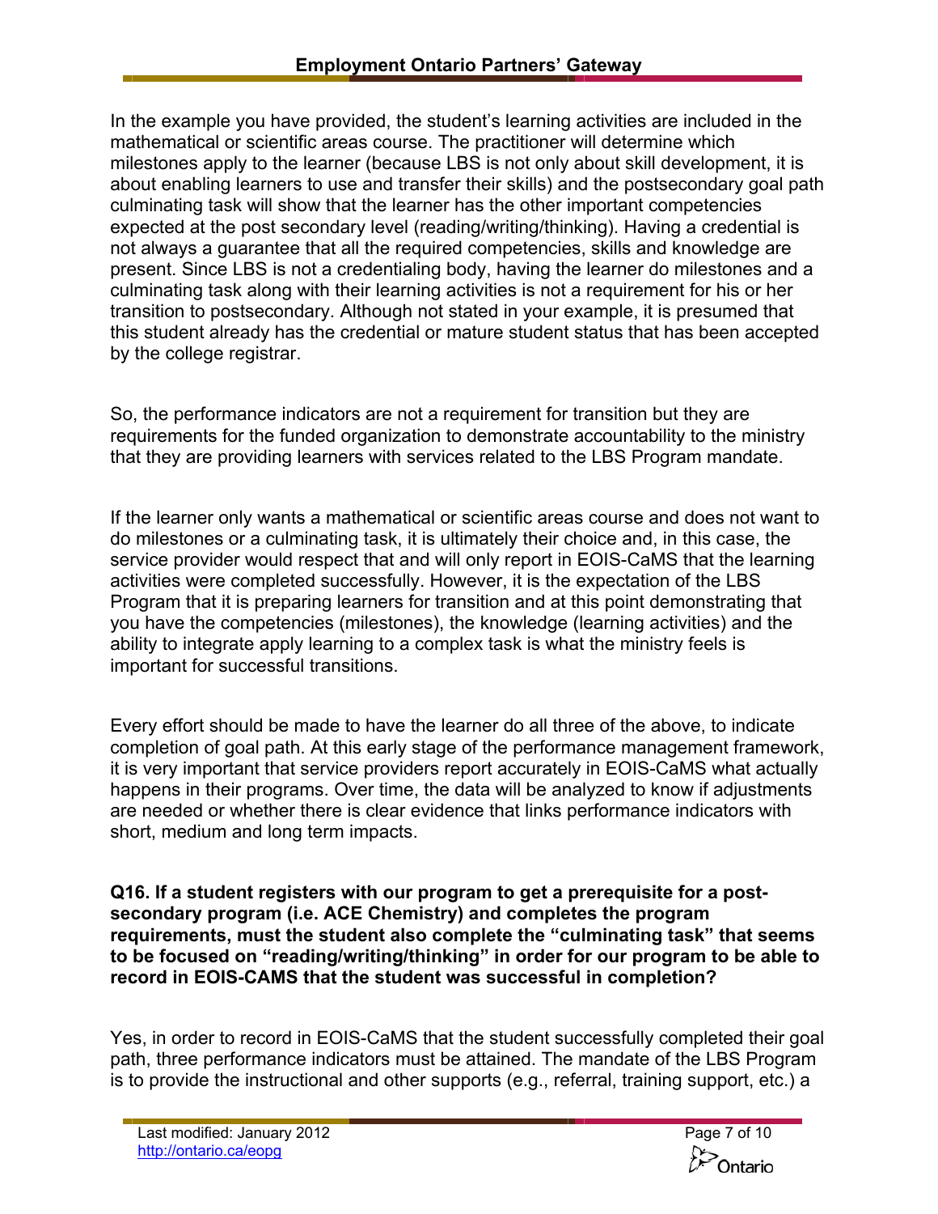In the example you have provided, the student's learning activities are included in the mathematical or scientific areas course. The practitioner will determine which milestones apply to the learner (because LBS is not only about skill development, it is about enabling learners to use and transfer their skills) and the postsecondary goal path culminating task will show that the learner has the other important competencies expected at the post secondary level (reading/writing/thinking). Having a credential is not always a guarantee that all the required competencies, skills and knowledge are present. Since LBS is not a credentialing body, having the learner do milestones and a culminating task along with their learning activities is not a requirement for his or her transition to postsecondary. Although not stated in your example, it is presumed that this student already has the credential or mature student status that has been accepted by the college registrar.

So, the performance indicators are not a requirement for transition but they are requirements for the funded organization to demonstrate accountability to the ministry that they are providing learners with services related to the LBS Program mandate.

If the learner only wants a mathematical or scientific areas course and does not want to do milestones or a culminating task, it is ultimately their choice and, in this case, the service provider would respect that and will only report in EOIS-CaMS that the learning activities were completed successfully. However, it is the expectation of the LBS Program that it is preparing learners for transition and at this point demonstrating that you have the competencies (milestones), the knowledge (learning activities) and the ability to integrate apply learning to a complex task is what the ministry feels is important for successful transitions.

Every effort should be made to have the learner do all three of the above, to indicate completion of goal path. At this early stage of the performance management framework, it is very important that service providers report accurately in EOIS-CaMS what actually happens in their programs. Over time, the data will be analyzed to know if adjustments are needed or whether there is clear evidence that links performance indicators with short, medium and long term impacts.

**Q16. If a student registers with our program to get a prerequisite for a post-secondary program (i.e. ACE Chemistry) and completes the program requirements, must the student also complete the "culminating task" that seems to be focused on "reading/writing/thinking" in order for our program to be able to record in EOIS-CAMS that the student was successful in completion?**

Yes, in order to record in EOIS-CaMS that the student successfully completed their goal path, three performance indicators must be attained. The mandate of the LBS Program is to provide the instructional and other supports (e.g., referral, training support, etc.) a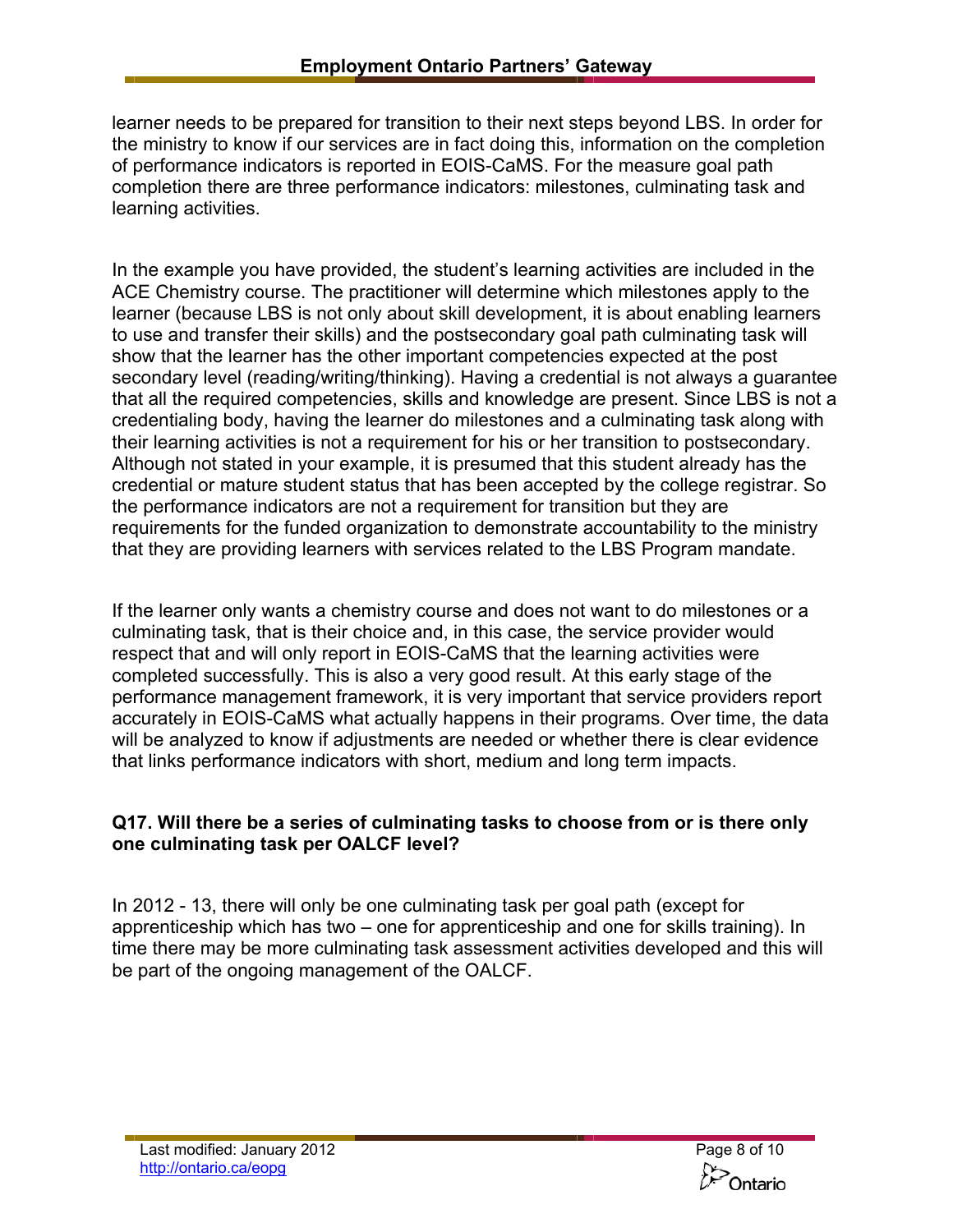learner needs to be prepared for transition to their next steps beyond LBS. In order for the ministry to know if our services are in fact doing this, information on the completion of performance indicators is reported in EOIS-CaMS. For the measure goal path completion there are three performance indicators: milestones, culminating task and learning activities.

In the example you have provided, the student's learning activities are included in the ACE Chemistry course. The practitioner will determine which milestones apply to the learner (because LBS is not only about skill development, it is about enabling learners to use and transfer their skills) and the postsecondary goal path culminating task will show that the learner has the other important competencies expected at the post secondary level (reading/writing/thinking). Having a credential is not always a guarantee that all the required competencies, skills and knowledge are present. Since LBS is not a credentialing body, having the learner do milestones and a culminating task along with their learning activities is not a requirement for his or her transition to postsecondary. Although not stated in your example, it is presumed that this student already has the credential or mature student status that has been accepted by the college registrar. So the performance indicators are not a requirement for transition but they are requirements for the funded organization to demonstrate accountability to the ministry that they are providing learners with services related to the LBS Program mandate.

If the learner only wants a chemistry course and does not want to do milestones or a culminating task, that is their choice and, in this case, the service provider would respect that and will only report in EOIS-CaMS that the learning activities were completed successfully. This is also a very good result. At this early stage of the performance management framework, it is very important that service providers report accurately in EOIS-CaMS what actually happens in their programs. Over time, the data will be analyzed to know if adjustments are needed or whether there is clear evidence that links performance indicators with short, medium and long term impacts.

**Q17. Will there be a series of culminating tasks to choose from or is there only one culminating task per OALCF level?**

In 2012 - 13, there will only be one culminating task per goal path (except for apprenticeship which has two – one for apprenticeship and one for skills training). In time there may be more culminating task assessment activities developed and this will be part of the ongoing management of the OALCF.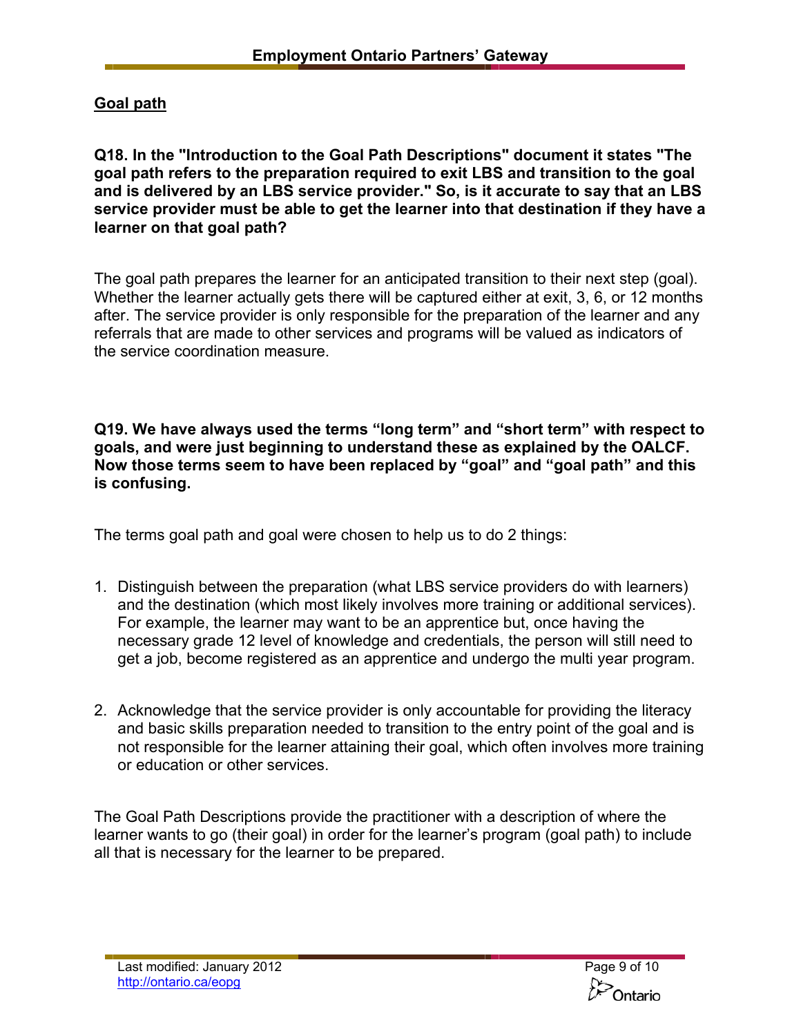## Goal path

**Q18. In the "Introduction to the Goal Path Descriptions" document it states "The goal path refers to the preparation required to exit LBS and transition to the goal and is delivered by an LBS service provider." So, is it accurate to say that an LBS service provider must be able to get the learner into that destination if they have a learner on that goal path?**

The goal path prepares the learner for an anticipated transition to their next step (goal). Whether the learner actually gets there will be captured either at exit, 3, 6, or 12 months after. The service provider is only responsible for the preparation of the learner and any referrals that are made to other services and programs will be valued as indicators of the service coordination measure.

**Q19. We have always used the terms "long term" and "short term" with respect to goals, and were just beginning to understand these as explained by the OALCF. Now those terms seem to have been replaced by "goal" and "goal path" and this is confusing.**

The terms goal path and goal were chosen to help us to do 2 things:

1. Distinguish between the preparation (what LBS service providers do with learners) and the destination (which most likely involves more training or additional services). For example, the learner may want to be an apprentice but, once having the necessary grade 12 level of knowledge and credentials, the person will still need to get a job, become registered as an apprentice and undergo the multi year program.

2. Acknowledge that the service provider is only accountable for providing the literacy and basic skills preparation needed to transition to the entry point of the goal and is not responsible for the learner attaining their goal, which often involves more training or education or other services.

The Goal Path Descriptions provide the practitioner with a description of where the learner wants to go (their goal) in order for the learner's program (goal path) to include all that is necessary for the learner to be prepared.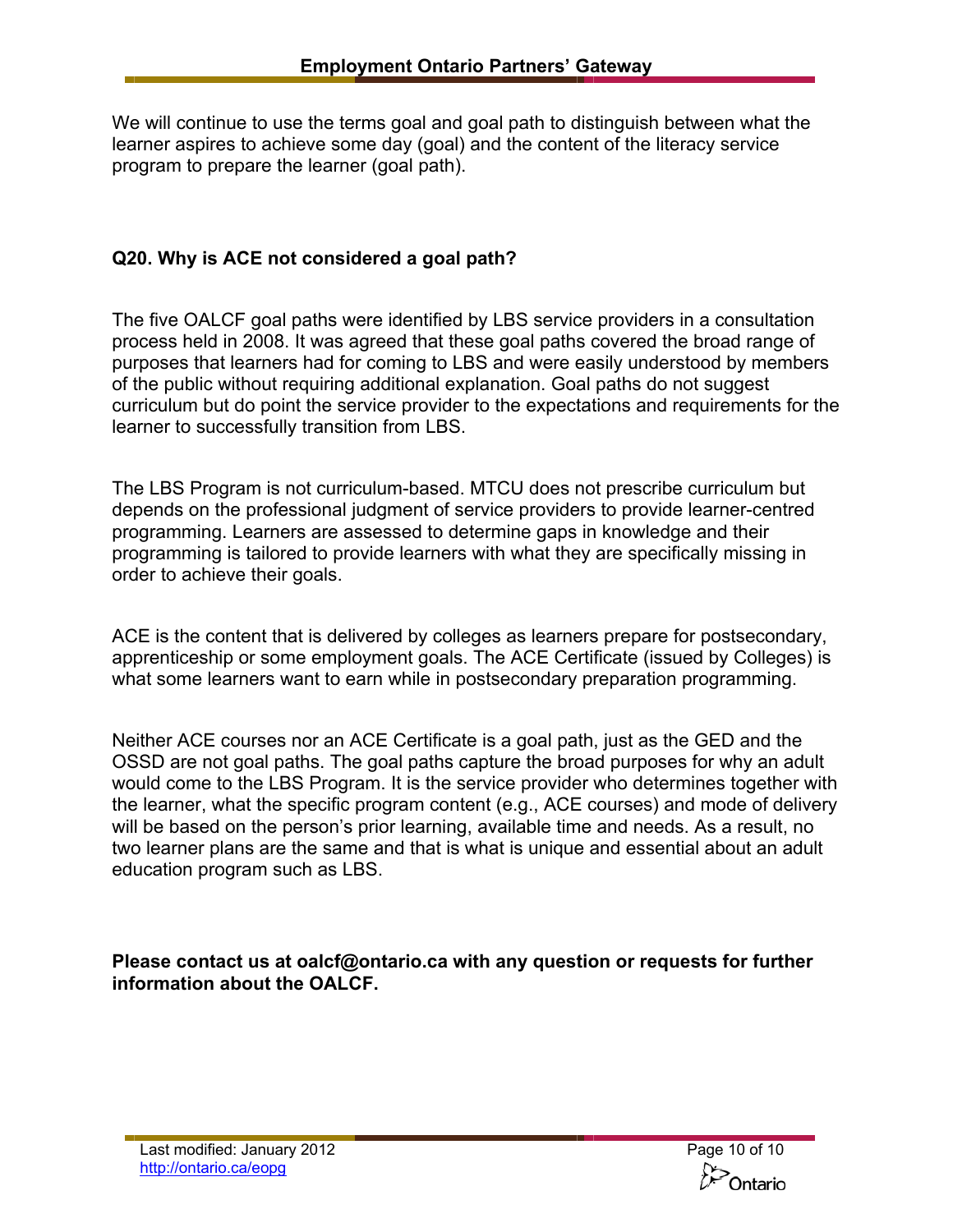We will continue to use the terms goal and goal path to distinguish between what the learner aspires to achieve some day (goal) and the content of the literacy service program to prepare the learner (goal path).

### Q20. Why is ACE not considered a goal path?

The five OALCF goal paths were identified by LBS service providers in a consultation process held in 2008. It was agreed that these goal paths covered the broad range of purposes that learners had for coming to LBS and were easily understood by members of the public without requiring additional explanation. Goal paths do not suggest curriculum but do point the service provider to the expectations and requirements for the learner to successfully transition from LBS.

The LBS Program is not curriculum-based. MTCU does not prescribe curriculum but depends on the professional judgment of service providers to provide learner-centred programming. Learners are assessed to determine gaps in knowledge and their programming is tailored to provide learners with what they are specifically missing in order to achieve their goals.

ACE is the content that is delivered by colleges as learners prepare for postsecondary, apprenticeship or some employment goals. The ACE Certificate (issued by Colleges) is what some learners want to earn while in postsecondary preparation programming.

Neither ACE courses nor an ACE Certificate is a goal path, just as the GED and the OSSD are not goal paths. The goal paths capture the broad purposes for why an adult would come to the LBS Program. It is the service provider who determines together with the learner, what the specific program content (e.g., ACE courses) and mode of delivery will be based on the person's prior learning, available time and needs. As a result, no two learner plans are the same and that is what is unique and essential about an adult education program such as LBS.

**Please contact us at oalcf@ontario.ca with any question or requests for further information about the OALCF.**